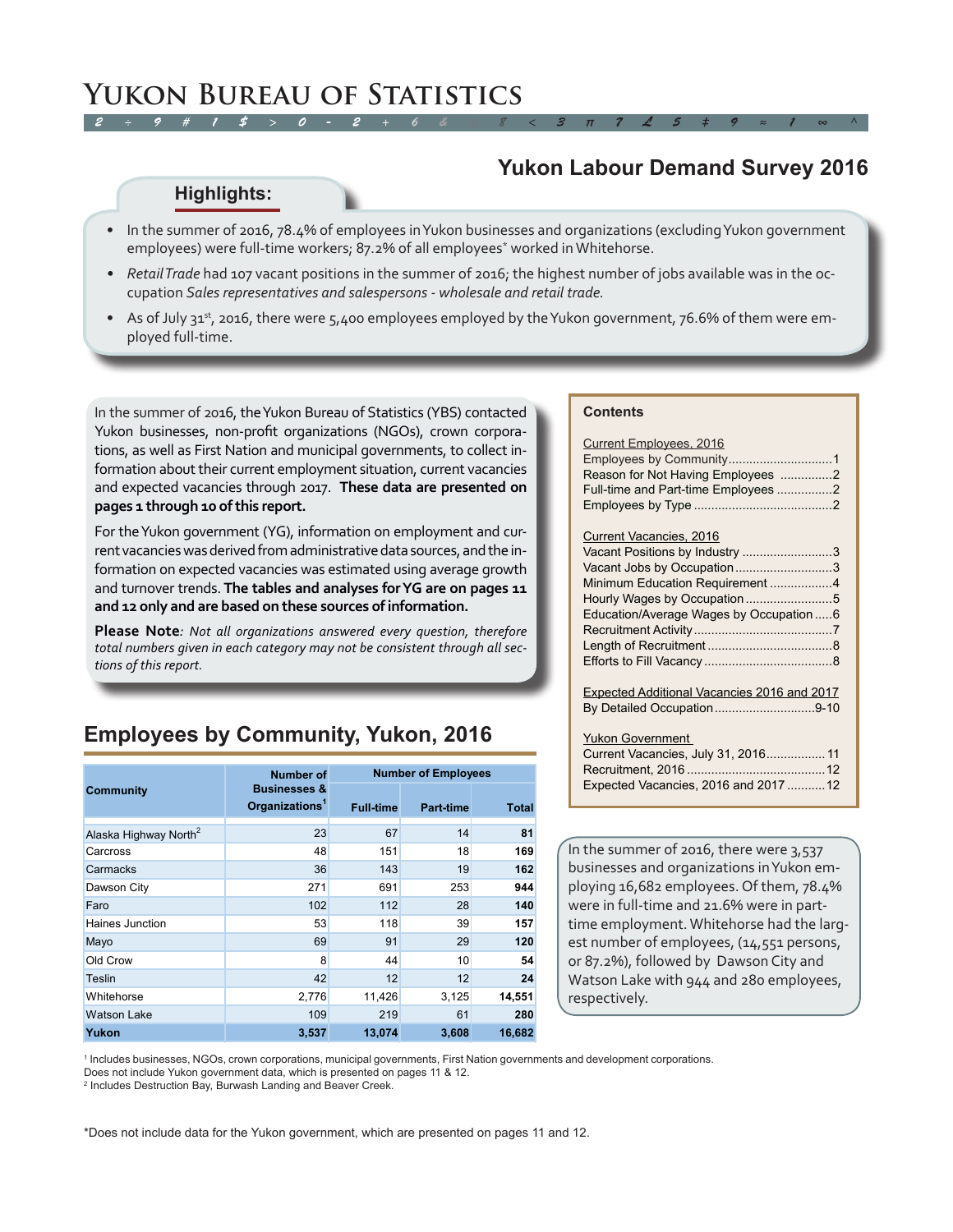# Yukon Bureau of Statistics

## Yukon Labour Demand Survey 2016

### Highlights:

- In the summer of 2016, 78.4% of employees in Yukon businesses and organizations (excluding Yukon government employees) were full-time workers; 87.2% of all employees* worked in Whitehorse.
- *Retail Trade* had 107 vacant positions in the summer of 2016; the highest number of jobs available was in the occupation *Sales representatives and salespersons - wholesale and retail trade.*
- As of July 31st, 2016, there were 5,400 employees employed by the Yukon government, 76.6% of them were employed full-time.

In the summer of 2016, the Yukon Bureau of Statistics (YBS) contacted Yukon businesses, non-profit organizations (NGOs), crown corporations, as well as First Nation and municipal governments, to collect information about their current employment situation, current vacancies and expected vacancies through 2017. **These data are presented on pages 1 through 10 of this report.**

For the Yukon government (YG), information on employment and current vacancies was derived from administrative data sources, and the information on expected vacancies was estimated using average growth and turnover trends. **The tables and analyses for YG are on pages 11 and 12 only and are based on these sources of information.**

**Please Note**: *Not all organizations answered every question, therefore total numbers given in each category may not be consistent through all sections of this report.*

**Contents**

Current Employees, 2016
- Employees by Community .......... 1
- Reason for Not Having Employees .......... 2
- Full-time and Part-time Employees .......... 2
- Employees by Type .......... 2

Current Vacancies, 2016
- Vacant Positions by Industry .......... 3
- Vacant Jobs by Occupation .......... 3
- Minimum Education Requirement .......... 4
- Hourly Wages by Occupation .......... 5
- Education/Average Wages by Occupation .......... 6
- Recruitment Activity .......... 7
- Length of Recruitment .......... 8
- Efforts to Fill Vacancy .......... 8

Expected Additional Vacancies 2016 and 2017
- By Detailed Occupation .......... 9-10

Yukon Government
- Current Vacancies, July 31, 2016 .......... 11
- Recruitment, 2016 .......... 12
- Expected Vacancies, 2016 and 2017 .......... 12

## Employees by Community, Yukon, 2016

| Community | Number of Businesses & Organizations[1] | Number of Employees | | |
|---|---|---|---|---|
| | | Full-time | Part-time | Total |
| Alaska Highway North[2] | 23 | 67 | 14 | **81** |
| Carcross | 48 | 151 | 18 | **169** |
| Carmacks | 36 | 143 | 19 | **162** |
| Dawson City | 271 | 691 | 253 | **944** |
| Faro | 102 | 112 | 28 | **140** |
| Haines Junction | 53 | 118 | 39 | **157** |
| Mayo | 69 | 91 | 29 | **120** |
| Old Crow | 8 | 44 | 10 | **54** |
| Teslin | 42 | 12 | 12 | **24** |
| Whitehorse | 2,776 | 11,426 | 3,125 | **14,551** |
| Watson Lake | 109 | 219 | 61 | **280** |
| **Yukon** | **3,537** | **13,074** | **3,608** | **16,682** |

[1] Includes businesses, NGOs, crown corporations, municipal governments, First Nation governments and development corporations. Does not include Yukon government data, which is presented on pages 11 & 12.
[2] Includes Destruction Bay, Burwash Landing and Beaver Creek.

In the summer of 2016, there were 3,537 businesses and organizations in Yukon employing 16,682 employees. Of them, 78.4% were in full-time and 21.6% were in part-time employment. Whitehorse had the largest number of employees, (14,551 persons, or 87.2%), followed by Dawson City and Watson Lake with 944 and 280 employees, respectively.

*Does not include data for the Yukon government, which are presented on pages 11 and 12.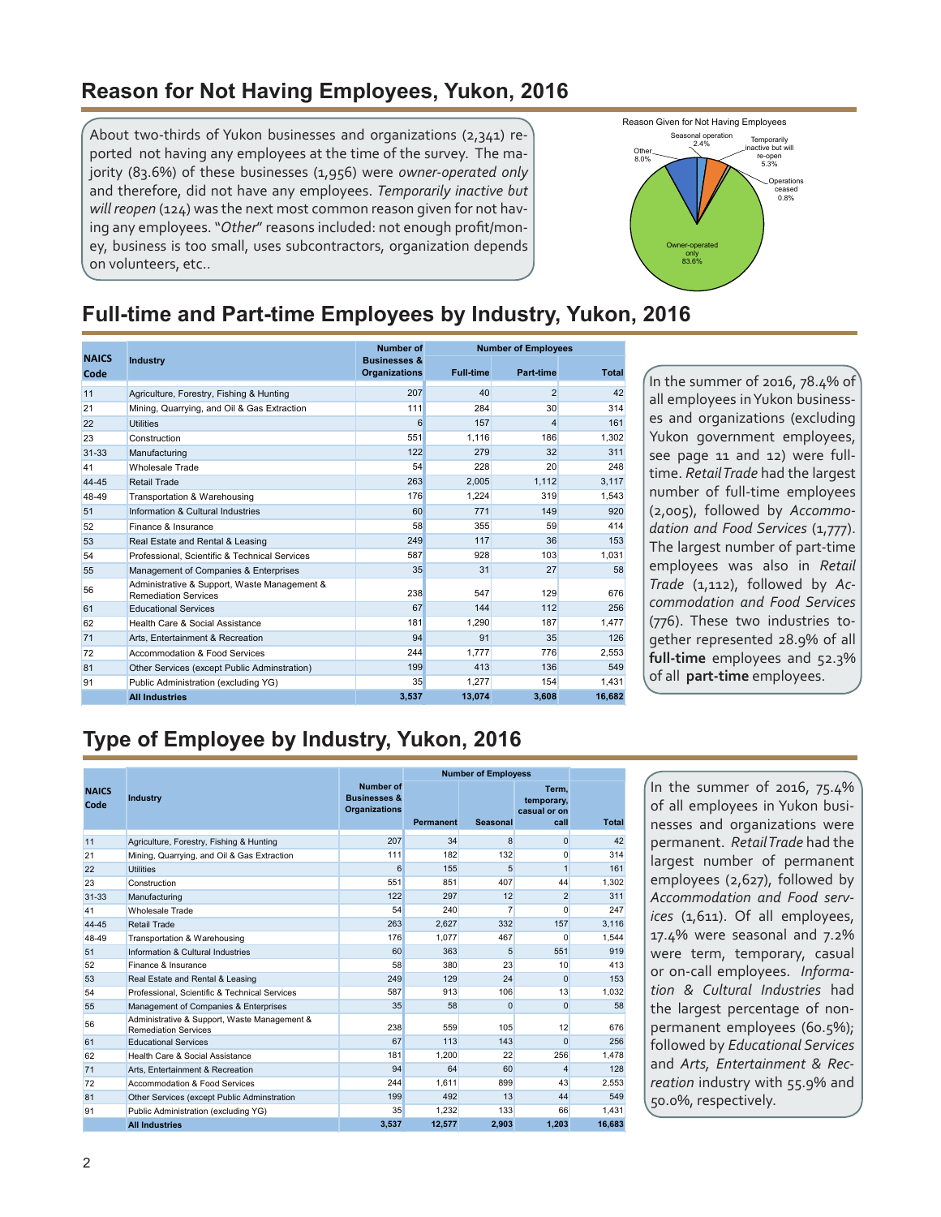## Reason for Not Having Employees, Yukon, 2016

About two-thirds of Yukon businesses and organizations (2,341) reported not having any employees at the time of the survey. The majority (83.6%) of these businesses (1,956) were *owner-operated only* and therefore, did not have any employees. *Temporarily inactive but will reopen* (124) was the next most common reason given for not having any employees. "*Other*" reasons included: not enough profit/money, business is too small, uses subcontractors, organization depends on volunteers, etc..

Reason Given for Not Having Employees

- Owner-operated only 83.6%
- Other 8.0%
- Temporarily inactive but will re-open 5.3%
- Seasonal operation 2.4%
- Operations ceased 0.8%

## Full-time and Part-time Employees by Industry, Yukon, 2016

| NAICS Code | Industry | Number of Businesses & Organizations | Number of Employees | | |
|---|---|---|---|---|---|
| | | | Full-time | Part-time | Total |
| 11 | Agriculture, Forestry, Fishing & Hunting | 207 | 40 | 2 | 42 |
| 21 | Mining, Quarrying, and Oil & Gas Extraction | 111 | 284 | 30 | 314 |
| 22 | Utilities | 6 | 157 | 4 | 161 |
| 23 | Construction | 551 | 1,116 | 186 | 1,302 |
| 31-33 | Manufacturing | 122 | 279 | 32 | 311 |
| 41 | Wholesale Trade | 54 | 228 | 20 | 248 |
| 44-45 | Retail Trade | 263 | 2,005 | 1,112 | 3,117 |
| 48-49 | Transportation & Warehousing | 176 | 1,224 | 319 | 1,543 |
| 51 | Information & Cultural Industries | 60 | 771 | 149 | 920 |
| 52 | Finance & Insurance | 58 | 355 | 59 | 414 |
| 53 | Real Estate and Rental & Leasing | 249 | 117 | 36 | 153 |
| 54 | Professional, Scientific & Technical Services | 587 | 928 | 103 | 1,031 |
| 55 | Management of Companies & Enterprises | 35 | 31 | 27 | 58 |
| 56 | Administrative & Support, Waste Management & Remediation Services | 238 | 547 | 129 | 676 |
| 61 | Educational Services | 67 | 144 | 112 | 256 |
| 62 | Health Care & Social Assistance | 181 | 1,290 | 187 | 1,477 |
| 71 | Arts, Entertainment & Recreation | 94 | 91 | 35 | 126 |
| 72 | Accommodation & Food Services | 244 | 1,777 | 776 | 2,553 |
| 81 | Other Services (except Public Adminstration) | 199 | 413 | 136 | 549 |
| 91 | Public Administration (excluding YG) | 35 | 1,277 | 154 | 1,431 |
| | **All Industries** | **3,537** | **13,074** | **3,608** | **16,682** |

In the summer of 2016, 78.4% of all employees in Yukon businesses and organizations (excluding Yukon government employees, see page 11 and 12) were full-time. *Retail Trade* had the largest number of full-time employees (2,005), followed by *Accommodation and Food Services* (1,777). The largest number of part-time employees was also in *Retail Trade* (1,112), followed by *Accommodation and Food Services* (776). These two industries together represented 28.9% of all **full-time** employees and 52.3% of all **part-time** employees.

## Type of Employee by Industry, Yukon, 2016

| NAICS Code | Industry | Number of Businesses & Organizations | Number of Employees | | | |
|---|---|---|---|---|---|---|
| | | | Permanent | Seasonal | Term, temporary, casual or on call | Total |
| 11 | Agriculture, Forestry, Fishing & Hunting | 207 | 34 | 8 | 0 | 42 |
| 21 | Mining, Quarrying, and Oil & Gas Extraction | 111 | 182 | 132 | 0 | 314 |
| 22 | Utilities | 6 | 155 | 5 | 1 | 161 |
| 23 | Construction | 551 | 851 | 407 | 44 | 1,302 |
| 31-33 | Manufacturing | 122 | 297 | 12 | 2 | 311 |
| 41 | Wholesale Trade | 54 | 240 | 7 | 0 | 247 |
| 44-45 | Retail Trade | 263 | 2,627 | 332 | 157 | 3,116 |
| 48-49 | Transportation & Warehousing | 176 | 1,077 | 467 | 0 | 1,544 |
| 51 | Information & Cultural Industries | 60 | 363 | 5 | 551 | 919 |
| 52 | Finance & Insurance | 58 | 380 | 23 | 10 | 413 |
| 53 | Real Estate and Rental & Leasing | 249 | 129 | 24 | 0 | 153 |
| 54 | Professional, Scientific & Technical Services | 587 | 913 | 106 | 13 | 1,032 |
| 55 | Management of Companies & Enterprises | 35 | 58 | 0 | 0 | 58 |
| 56 | Administrative & Support, Waste Management & Remediation Services | 238 | 559 | 105 | 12 | 676 |
| 61 | Educational Services | 67 | 113 | 143 | 0 | 256 |
| 62 | Health Care & Social Assistance | 181 | 1,200 | 22 | 256 | 1,478 |
| 71 | Arts, Entertainment & Recreation | 94 | 64 | 60 | 4 | 128 |
| 72 | Accommodation & Food Services | 244 | 1,611 | 899 | 43 | 2,553 |
| 81 | Other Services (except Public Adminstration) | 199 | 492 | 13 | 44 | 549 |
| 91 | Public Administration (excluding YG) | 35 | 1,232 | 133 | 66 | 1,431 |
| | **All Industries** | **3,537** | **12,577** | **2,903** | **1,203** | **16,683** |

In the summer of 2016, 75.4% of all employees in Yukon businesses and organizations were permanent. *Retail Trade* had the largest number of permanent employees (2,627), followed by *Accommodation and Food services* (1,611). Of all employees, 17.4% were seasonal and 7.2% were term, temporary, casual or on-call employees. *Information & Cultural Industries* had the largest percentage of non-permanent employees (60.5%); followed by *Educational Services* and *Arts, Entertainment & Recreation* industry with 55.9% and 50.0%, respectively.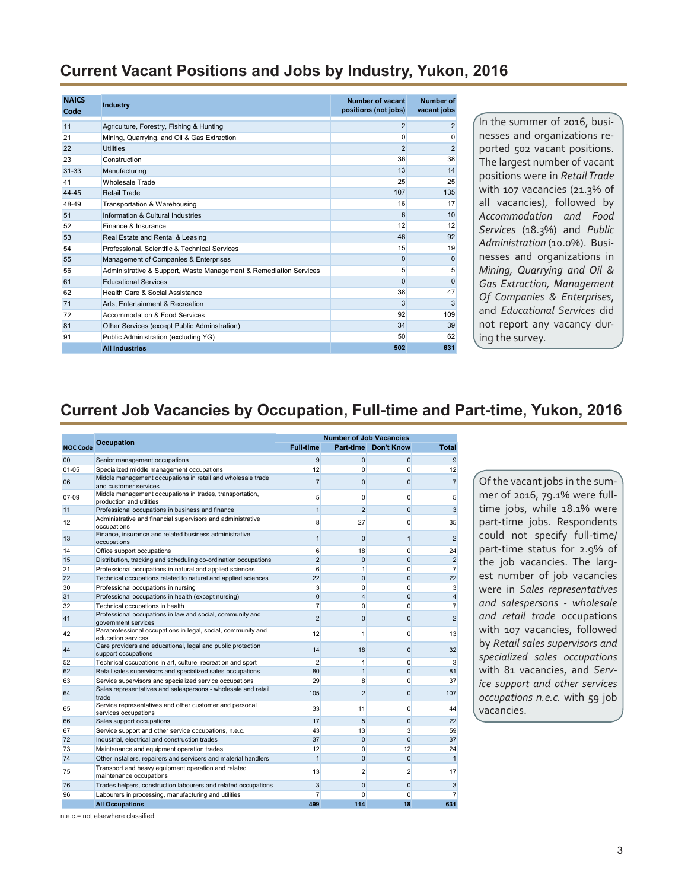## Current Vacant Positions and Jobs by Industry, Yukon, 2016

| NAICS Code | Industry | Number of vacant positions (not jobs) | Number of vacant jobs |
|---|---|---|---|
| 11 | Agriculture, Forestry, Fishing & Hunting | 2 | 2 |
| 21 | Mining, Quarrying, and Oil & Gas Extraction | 0 | 0 |
| 22 | Utilities | 2 | 2 |
| 23 | Construction | 36 | 38 |
| 31-33 | Manufacturing | 13 | 14 |
| 41 | Wholesale Trade | 25 | 25 |
| 44-45 | Retail Trade | 107 | 135 |
| 48-49 | Transportation & Warehousing | 16 | 17 |
| 51 | Information & Cultural Industries | 6 | 10 |
| 52 | Finance & Insurance | 12 | 12 |
| 53 | Real Estate and Rental & Leasing | 46 | 92 |
| 54 | Professional, Scientific & Technical Services | 15 | 19 |
| 55 | Management of Companies & Enterprises | 0 | 0 |
| 56 | Administrative & Support, Waste Management & Remediation Services | 5 | 5 |
| 61 | Educational Services | 0 | 0 |
| 62 | Health Care & Social Assistance | 38 | 47 |
| 71 | Arts, Entertainment & Recreation | 3 | 3 |
| 72 | Accommodation & Food Services | 92 | 109 |
| 81 | Other Services (except Public Adminstration) | 34 | 39 |
| 91 | Public Administration (excluding YG) | 50 | 62 |
| | **All Industries** | **502** | **631** |

In the summer of 2016, businesses and organizations reported 502 vacant positions. The largest number of vacant positions were in *Retail Trade* with 107 vacancies (21.3% of all vacancies), followed by *Accommodation and Food Services* (18.3%) and *Public Administration* (10.0%). Businesses and organizations in *Mining, Quarrying and Oil & Gas Extraction, Management Of Companies & Enterprises*, and *Educational Services* did not report any vacancy during the survey.

## Current Job Vacancies by Occupation, Full-time and Part-time, Yukon, 2016

| NOC Code | Occupation | Number of Job Vacancies | | | |
|---|---|---|---|---|---|
| | | Full-time | Part-time | Don't Know | Total |
| 00 | Senior management occupations | 9 | 0 | 0 | 9 |
| 01-05 | Specialized middle management occupations | 12 | 0 | 0 | 12 |
| 06 | Middle management occupations in retail and wholesale trade and customer services | 7 | 0 | 0 | 7 |
| 07-09 | Middle management occupations in trades, transportation, production and utilities | 5 | 0 | 0 | 5 |
| 11 | Professional occupations in business and finance | 1 | 2 | 0 | 3 |
| 12 | Administrative and financial supervisors and administrative occupations | 8 | 27 | 0 | 35 |
| 13 | Finance, insurance and related business administrative occupations | 1 | 0 | 1 | 2 |
| 14 | Office support occupations | 6 | 18 | 0 | 24 |
| 15 | Distribution, tracking and scheduling co-ordination occupations | 2 | 0 | 0 | 2 |
| 21 | Professional occupations in natural and applied sciences | 6 | 1 | 0 | 7 |
| 22 | Technical occupations related to natural and applied sciences | 22 | 0 | 0 | 22 |
| 30 | Professional occupations in nursing | 3 | 0 | 0 | 3 |
| 31 | Professional occupations in health (except nursing) | 0 | 4 | 0 | 4 |
| 32 | Technical occupations in health | 7 | 0 | 0 | 7 |
| 41 | Professional occupations in law and social, community and government services | 2 | 0 | 0 | 2 |
| 42 | Paraprofessional occupations in legal, social, community and education services | 12 | 1 | 0 | 13 |
| 44 | Care providers and educational, legal and public protection support occupations | 14 | 18 | 0 | 32 |
| 52 | Technical occupations in art, culture, recreation and sport | 2 | 1 | 0 | 3 |
| 62 | Retail sales supervisors and specialized sales occupations | 80 | 1 | 0 | 81 |
| 63 | Service supervisors and specialized service occupations | 29 | 8 | 0 | 37 |
| 64 | Sales representatives and salespersons - wholesale and retail trade | 105 | 2 | 0 | 107 |
| 65 | Service representatives and other customer and personal services occupations | 33 | 11 | 0 | 44 |
| 66 | Sales support occupations | 17 | 5 | 0 | 22 |
| 67 | Service support and other service occupations, n.e.c. | 43 | 13 | 3 | 59 |
| 72 | Industrial, electrical and construction trades | 37 | 0 | 0 | 37 |
| 73 | Maintenance and equipment operation trades | 12 | 0 | 12 | 24 |
| 74 | Other installers, repairers and servicers and material handlers | 1 | 0 | 0 | 1 |
| 75 | Transport and heavy equipment operation and related maintenance occupations | 13 | 2 | 2 | 17 |
| 76 | Trades helpers, construction labourers and related occupations | 3 | 0 | 0 | 3 |
| 96 | Labourers in processing, manufacturing and utilities | 7 | 0 | 0 | 7 |
| | **All Occupations** | **499** | **114** | **18** | **631** |

n.e.c.= not elsewhere classified

Of the vacant jobs in the summer of 2016, 79.1% were full-time jobs, while 18.1% were part-time jobs. Respondents could not specify full-time/part-time status for 2.9% of the job vacancies. The largest number of job vacancies were in *Sales representatives and salespersons - wholesale and retail trade* occupations with 107 vacancies, followed by *Retail sales supervisors and specialized sales occupations* with 81 vacancies, and *Service support and other services occupations n.e.c.* with 59 job vacancies.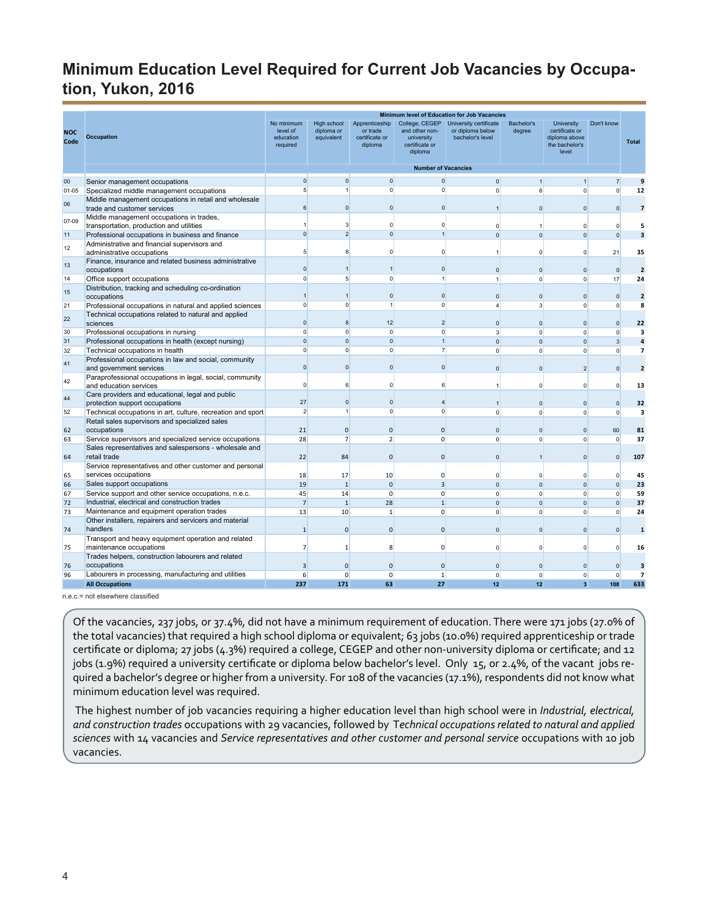# Minimum Education Level Required for Current Job Vacancies by Occupation, Yukon, 2016

| NOC Code | Occupation | No minimum level of education required | High school diploma or equivalent | Apprenticeship or trade certificate or diploma | College, CEGEP and other non-university certificate or diploma | University certificate or diploma below bachelor's level | Bachelor's degree | University certificate or diploma above the bachelor's level | Don't know | Total |
|---|---|---|---|---|---|---|---|---|---|---|
| | | Minimum level of Education for Job Vacancies | | | | | | | | |
| | | Number of Vacancies | | | | | | | | |
| 00 | Senior management occupations | 0 | 0 | 0 | 0 | 0 | 1 | 1 | 7 | **9** |
| 01-05 | Specialized middle management occupations | 5 | 1 | 0 | 0 | 0 | 6 | 0 | 0 | **12** |
| 06 | Middle management occupations in retail and wholesale trade and customer services | 6 | 0 | 0 | 0 | 1 | 0 | 0 | 0 | **7** |
| 07-09 | Middle management occupations in trades, transportation, production and utilities | 1 | 3 | 0 | 0 | 0 | 1 | 0 | 0 | **5** |
| 11 | Professional occupations in business and finance | 0 | 2 | 0 | 1 | 0 | 0 | 0 | 0 | **3** |
| 12 | Administrative and financial supervisors and administrative occupations | 5 | 8 | 0 | 0 | 1 | 0 | 0 | 21 | **35** |
| 13 | Finance, insurance and related business administrative occupations | 0 | 1 | 1 | 0 | 0 | 0 | 0 | 0 | **2** |
| 14 | Office support occupations | 0 | 5 | 0 | 1 | 1 | 0 | 0 | 17 | **24** |
| 15 | Distribution, tracking and scheduling co-ordination occupations | 1 | 1 | 0 | 0 | 0 | 0 | 0 | 0 | **2** |
| 21 | Professional occupations in natural and applied sciences | 0 | 0 | 1 | 0 | 4 | 3 | 0 | 0 | **8** |
| 22 | Technical occupations related to natural and applied sciences | 0 | 8 | 12 | 2 | 0 | 0 | 0 | 0 | **22** |
| 30 | Professional occupations in nursing | 0 | 0 | 0 | 0 | 3 | 0 | 0 | 0 | **3** |
| 31 | Professional occupations in health (except nursing) | 0 | 0 | 0 | 1 | 0 | 0 | 0 | 3 | **4** |
| 32 | Technical occupations in health | 0 | 0 | 0 | 7 | 0 | 0 | 0 | 0 | **7** |
| 41 | Professional occupations in law and social, community and government services | 0 | 0 | 0 | 0 | 0 | 0 | 2 | 0 | **2** |
| 42 | Paraprofessional occupations in legal, social, community and education services | 0 | 6 | 0 | 6 | 1 | 0 | 0 | 0 | **13** |
| 44 | Care providers and educational, legal and public protection support occupations | 27 | 0 | 0 | 4 | 1 | 0 | 0 | 0 | **32** |
| 52 | Technical occupations in art, culture, recreation and sport | 2 | 1 | 0 | 0 | 0 | 0 | 0 | 0 | **3** |
| 62 | Retail sales supervisors and specialized sales occupations | 21 | 0 | 0 | 0 | 0 | 0 | 0 | 60 | **81** |
| 63 | Service supervisors and specialized service occupations | 28 | 7 | 2 | 0 | 0 | 0 | 0 | 0 | **37** |
| 64 | Sales representatives and salespersons - wholesale and retail trade | 22 | 84 | 0 | 0 | 0 | 1 | 0 | 0 | **107** |
| 65 | Service representatives and other customer and personal services occupations | 18 | 17 | 10 | 0 | 0 | 0 | 0 | 0 | **45** |
| 66 | Sales support occupations | 19 | 1 | 0 | 3 | 0 | 0 | 0 | 0 | **23** |
| 67 | Service support and other service occupations, n.e.c. | 45 | 14 | 0 | 0 | 0 | 0 | 0 | 0 | **59** |
| 72 | Industrial, electrical and construction trades | 7 | 1 | 28 | 1 | 0 | 0 | 0 | 0 | **37** |
| 73 | Maintenance and equipment operation trades | 13 | 10 | 1 | 0 | 0 | 0 | 0 | 0 | **24** |
| 74 | Other installers, repairers and servicers and material handlers | 1 | 0 | 0 | 0 | 0 | 0 | 0 | 0 | **1** |
| 75 | Transport and heavy equipment operation and related maintenance occupations | 7 | 1 | 8 | 0 | 0 | 0 | 0 | 0 | **16** |
| 76 | Trades helpers, construction labourers and related occupations | 3 | 0 | 0 | 0 | 0 | 0 | 0 | 0 | **3** |
| 96 | Labourers in processing, manufacturing and utilities | 6 | 0 | 0 | 1 | 0 | 0 | 0 | 0 | **7** |
| | **All Occupations** | **237** | **171** | **63** | **27** | **12** | **12** | **3** | **108** | **633** |

n.e.c.= not elsewhere classified

Of the vacancies, 237 jobs, or 37.4%, did not have a minimum requirement of education. There were 171 jobs (27.0% of the total vacancies) that required a high school diploma or equivalent; 63 jobs (10.0%) required apprenticeship or trade certificate or diploma; 27 jobs (4.3%) required a college, CEGEP and other non-university diploma or certificate; and 12 jobs (1.9%) required a university certificate or diploma below bachelor's level. Only 15, or 2.4%, of the vacant jobs required a bachelor's degree or higher from a university. For 108 of the vacancies (17.1%), respondents did not know what minimum education level was required.

The highest number of job vacancies requiring a higher education level than high school were in *Industrial, electrical, and construction trades* occupations with 29 vacancies, followed by T*echnical occupations related to natural and applied sciences* with 14 vacancies and *Service representatives and other customer and personal service* occupations with 10 job vacancies.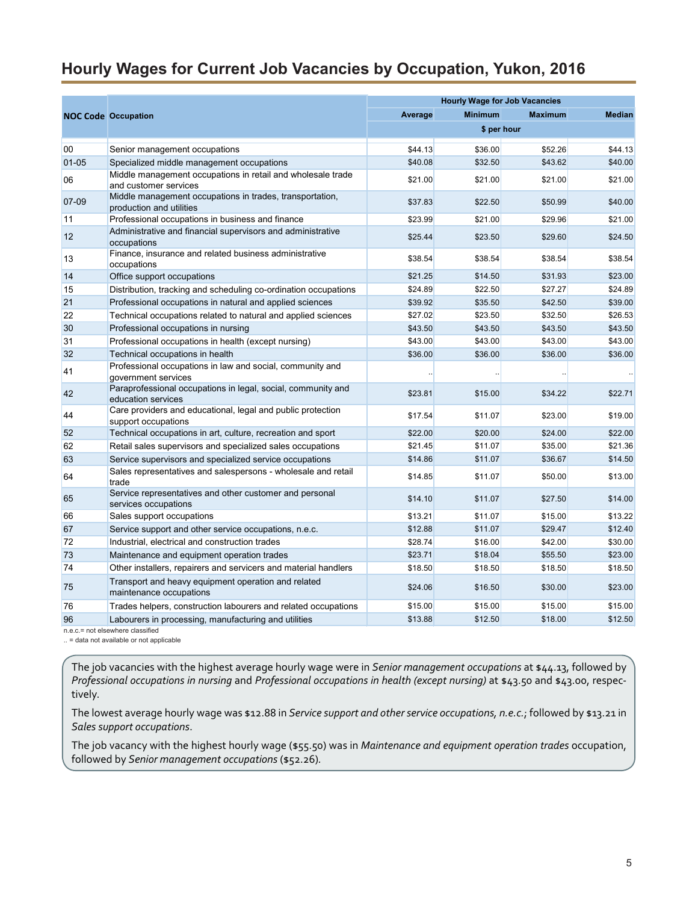## Hourly Wages for Current Job Vacancies by Occupation, Yukon, 2016

| NOC Code | Occupation | Hourly Wage for Job Vacancies | | | |
|---|---|---|---|---|---|
| | | Average | Minimum | Maximum | Median |
| | | $ per hour | | | |
| 00 | Senior management occupations | $44.13 | $36.00 | $52.26 | $44.13 |
| 01-05 | Specialized middle management occupations | $40.08 | $32.50 | $43.62 | $40.00 |
| 06 | Middle management occupations in retail and wholesale trade and customer services | $21.00 | $21.00 | $21.00 | $21.00 |
| 07-09 | Middle management occupations in trades, transportation, production and utilities | $37.83 | $22.50 | $50.99 | $40.00 |
| 11 | Professional occupations in business and finance | $23.99 | $21.00 | $29.96 | $21.00 |
| 12 | Administrative and financial supervisors and administrative occupations | $25.44 | $23.50 | $29.60 | $24.50 |
| 13 | Finance, insurance and related business administrative occupations | $38.54 | $38.54 | $38.54 | $38.54 |
| 14 | Office support occupations | $21.25 | $14.50 | $31.93 | $23.00 |
| 15 | Distribution, tracking and scheduling co-ordination occupations | $24.89 | $22.50 | $27.27 | $24.89 |
| 21 | Professional occupations in natural and applied sciences | $39.92 | $35.50 | $42.50 | $39.00 |
| 22 | Technical occupations related to natural and applied sciences | $27.02 | $23.50 | $32.50 | $26.53 |
| 30 | Professional occupations in nursing | $43.50 | $43.50 | $43.50 | $43.50 |
| 31 | Professional occupations in health (except nursing) | $43.00 | $43.00 | $43.00 | $43.00 |
| 32 | Technical occupations in health | $36.00 | $36.00 | $36.00 | $36.00 |
| 41 | Professional occupations in law and social, community and government services | .. | .. | .. | .. |
| 42 | Paraprofessional occupations in legal, social, community and education services | $23.81 | $15.00 | $34.22 | $22.71 |
| 44 | Care providers and educational, legal and public protection support occupations | $17.54 | $11.07 | $23.00 | $19.00 |
| 52 | Technical occupations in art, culture, recreation and sport | $22.00 | $20.00 | $24.00 | $22.00 |
| 62 | Retail sales supervisors and specialized sales occupations | $21.45 | $11.07 | $35.00 | $21.36 |
| 63 | Service supervisors and specialized service occupations | $14.86 | $11.07 | $36.67 | $14.50 |
| 64 | Sales representatives and salespersons - wholesale and retail trade | $14.85 | $11.07 | $50.00 | $13.00 |
| 65 | Service representatives and other customer and personal services occupations | $14.10 | $11.07 | $27.50 | $14.00 |
| 66 | Sales support occupations | $13.21 | $11.07 | $15.00 | $13.22 |
| 67 | Service support and other service occupations, n.e.c. | $12.88 | $11.07 | $29.47 | $12.40 |
| 72 | Industrial, electrical and construction trades | $28.74 | $16.00 | $42.00 | $30.00 |
| 73 | Maintenance and equipment operation trades | $23.71 | $18.04 | $55.50 | $23.00 |
| 74 | Other installers, repairers and servicers and material handlers | $18.50 | $18.50 | $18.50 | $18.50 |
| 75 | Transport and heavy equipment operation and related maintenance occupations | $24.06 | $16.50 | $30.00 | $23.00 |
| 76 | Trades helpers, construction labourers and related occupations | $15.00 | $15.00 | $15.00 | $15.00 |
| 96 | Labourers in processing, manufacturing and utilities | $13.88 | $12.50 | $18.00 | $12.50 |

n.e.c.= not elsewhere classified
.. = data not available or not applicable

The job vacancies with the highest average hourly wage were in *Senior management occupations* at $44.13, followed by *Professional occupations in nursing* and *Professional occupations in health (except nursing)* at $43.50 and $43.00, respectively.

The lowest average hourly wage was $12.88 in *Service support and other service occupations, n.e.c.*; followed by $13.21 in *Sales support occupations*.

The job vacancy with the highest hourly wage ($55.50) was in *Maintenance and equipment operation trades* occupation, followed by *Senior management occupations* ($52.26).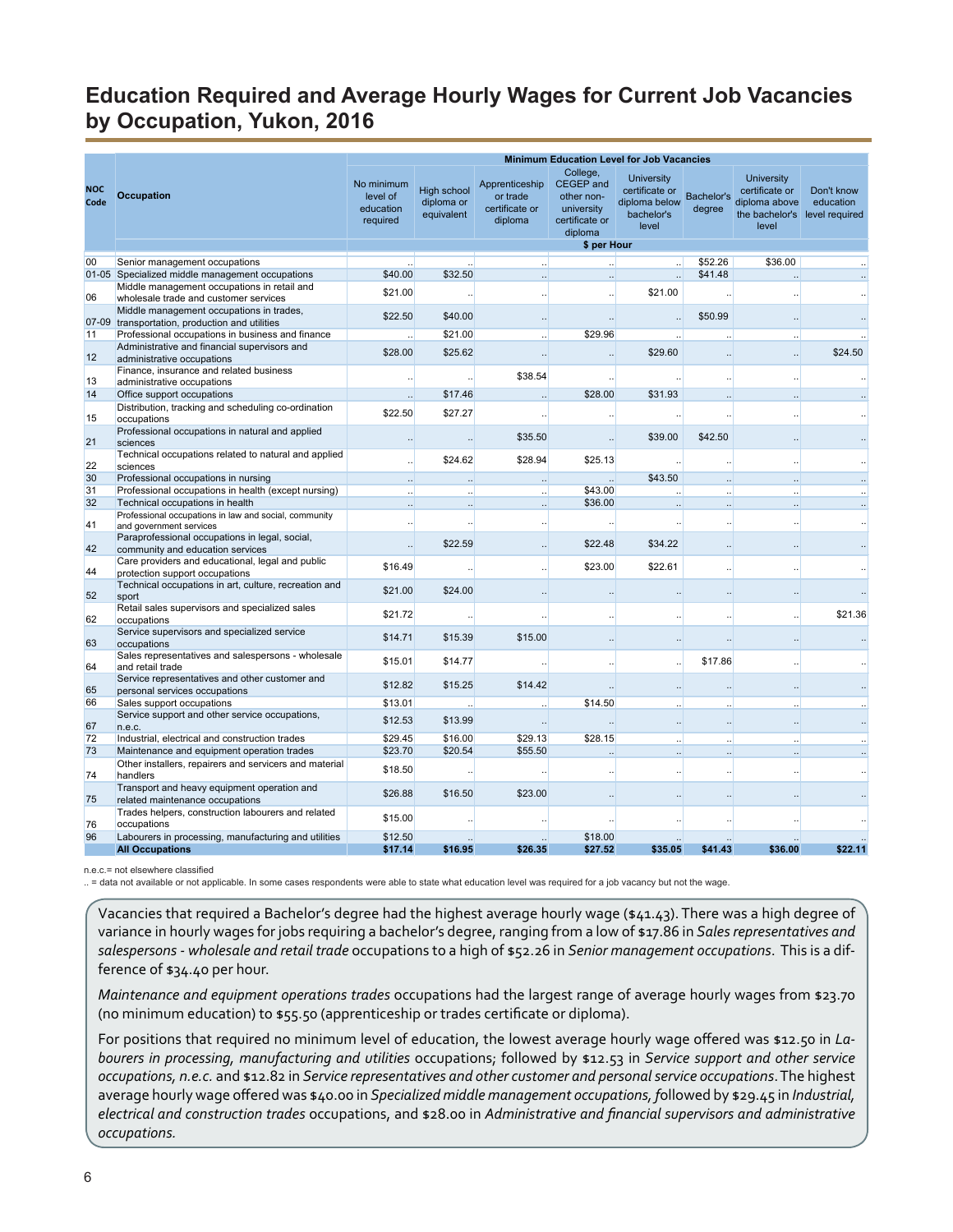# Education Required and Average Hourly Wages for Current Job Vacancies by Occupation, Yukon, 2016

| NOC Code | Occupation | Minimum Education Level for Job Vacancies | | | | | | | |
|---|---|---|---|---|---|---|---|---|---|
| | | No minimum level of education required | High school diploma or equivalent | Apprenticeship or trade certificate or diploma | College, CEGEP and other non-university certificate or diploma | University certificate or diploma below bachelor's level | Bachelor's degree | University certificate or diploma above the bachelor's level | Don't know education level required |
| | | $ per Hour | | | | | | | |
| 00 | Senior management occupations | .. | .. | .. | .. | .. | $52.26 | $36.00 | .. |
| 01-05 | Specialized middle management occupations | $40.00 | $32.50 | .. | .. | .. | $41.48 | .. | .. |
| 06 | Middle management occupations in retail and wholesale trade and customer services | $21.00 | .. | .. | .. | $21.00 | .. | .. | .. |
| 07-09 | Middle management occupations in trades, transportation, production and utilities | $22.50 | $40.00 | .. | .. | .. | $50.99 | .. | .. |
| 11 | Professional occupations in business and finance | .. | $21.00 | .. | $29.96 | .. | .. | .. | .. |
| 12 | Administrative and financial supervisors and administrative occupations | $28.00 | $25.62 | .. | .. | $29.60 | .. | .. | $24.50 |
| 13 | Finance, insurance and related business administrative occupations | .. | .. | $38.54 | .. | .. | .. | .. | .. |
| 14 | Office support occupations | .. | $17.46 | .. | $28.00 | $31.93 | .. | .. | .. |
| 15 | Distribution, tracking and scheduling co-ordination occupations | $22.50 | $27.27 | .. | .. | .. | .. | .. | .. |
| 21 | Professional occupations in natural and applied sciences | .. | .. | $35.50 | .. | $39.00 | $42.50 | .. | .. |
| 22 | Technical occupations related to natural and applied sciences | .. | $24.62 | $28.94 | $25.13 | .. | .. | .. | .. |
| 30 | Professional occupations in nursing | .. | .. | .. | .. | $43.50 | .. | .. | .. |
| 31 | Professional occupations in health (except nursing) | .. | .. | .. | $43.00 | .. | .. | .. | .. |
| 32 | Technical occupations in health | .. | .. | .. | $36.00 | .. | .. | .. | .. |
| 41 | Professional occupations in law and social, community and government services | .. | .. | .. | .. | .. | .. | .. | .. |
| 42 | Paraprofessional occupations in legal, social, community and education services | .. | $22.59 | .. | $22.48 | $34.22 | .. | .. | .. |
| 44 | Care providers and educational, legal and public protection support occupations | $16.49 | .. | .. | $23.00 | $22.61 | .. | .. | .. |
| 52 | Technical occupations in art, culture, recreation and sport | $21.00 | $24.00 | .. | .. | .. | .. | .. | .. |
| 62 | Retail sales supervisors and specialized sales occupations | $21.72 | .. | .. | .. | .. | .. | .. | $21.36 |
| 63 | Service supervisors and specialized service occupations | $14.71 | $15.39 | $15.00 | .. | .. | .. | .. | .. |
| 64 | Sales representatives and salespersons - wholesale and retail trade | $15.01 | $14.77 | .. | .. | .. | $17.86 | .. | .. |
| 65 | Service representatives and other customer and personal services occupations | $12.82 | $15.25 | $14.42 | .. | .. | .. | .. | .. |
| 66 | Sales support occupations | $13.01 | .. | .. | $14.50 | .. | .. | .. | .. |
| 67 | Service support and other service occupations, n.e.c. | $12.53 | $13.99 | .. | .. | .. | .. | .. | .. |
| 72 | Industrial, electrical and construction trades | $29.45 | $16.00 | $29.13 | $28.15 | .. | .. | .. | .. |
| 73 | Maintenance and equipment operation trades | $23.70 | $20.54 | $55.50 | .. | .. | .. | .. | .. |
| 74 | Other installers, repairers and servicers and material handlers | $18.50 | .. | .. | .. | .. | .. | .. | .. |
| 75 | Transport and heavy equipment operation and related maintenance occupations | $26.88 | $16.50 | $23.00 | .. | .. | .. | .. | .. |
| 76 | Trades helpers, construction labourers and related occupations | $15.00 | .. | .. | .. | .. | .. | .. | .. |
| 96 | Labourers in processing, manufacturing and utilities | $12.50 | .. | .. | $18.00 | .. | .. | .. | .. |
| | **All Occupations** | **$17.14** | **$16.95** | **$26.35** | **$27.52** | **$35.05** | **$41.43** | **$36.00** | **$22.11** |

n.e.c.= not elsewhere classified

.. = data not available or not applicable. In some cases respondents were able to state what education level was required for a job vacancy but not the wage.

Vacancies that required a Bachelor's degree had the highest average hourly wage ($41.43). There was a high degree of variance in hourly wages for jobs requiring a bachelor's degree, ranging from a low of $17.86 in *Sales representatives and salespersons - wholesale and retail trade* occupations to a high of $52.26 in *Senior management occupations*. This is a difference of $34.40 per hour.

*Maintenance and equipment operations trades* occupations had the largest range of average hourly wages from $23.70 (no minimum education) to $55.50 (apprenticeship or trades certificate or diploma).

For positions that required no minimum level of education, the lowest average hourly wage offered was $12.50 in *Labourers in processing, manufacturing and utilities* occupations; followed by $12.53 in *Service support and other service occupations, n.e.c.* and $12.82 in *Service representatives and other customer and personal service occupations*. The highest average hourly wage offered was $40.00 in *Specialized middle management occupations,* followed by $29.45 in *Industrial, electrical and construction trades* occupations, and $28.00 in *Administrative and financial supervisors and administrative occupations.*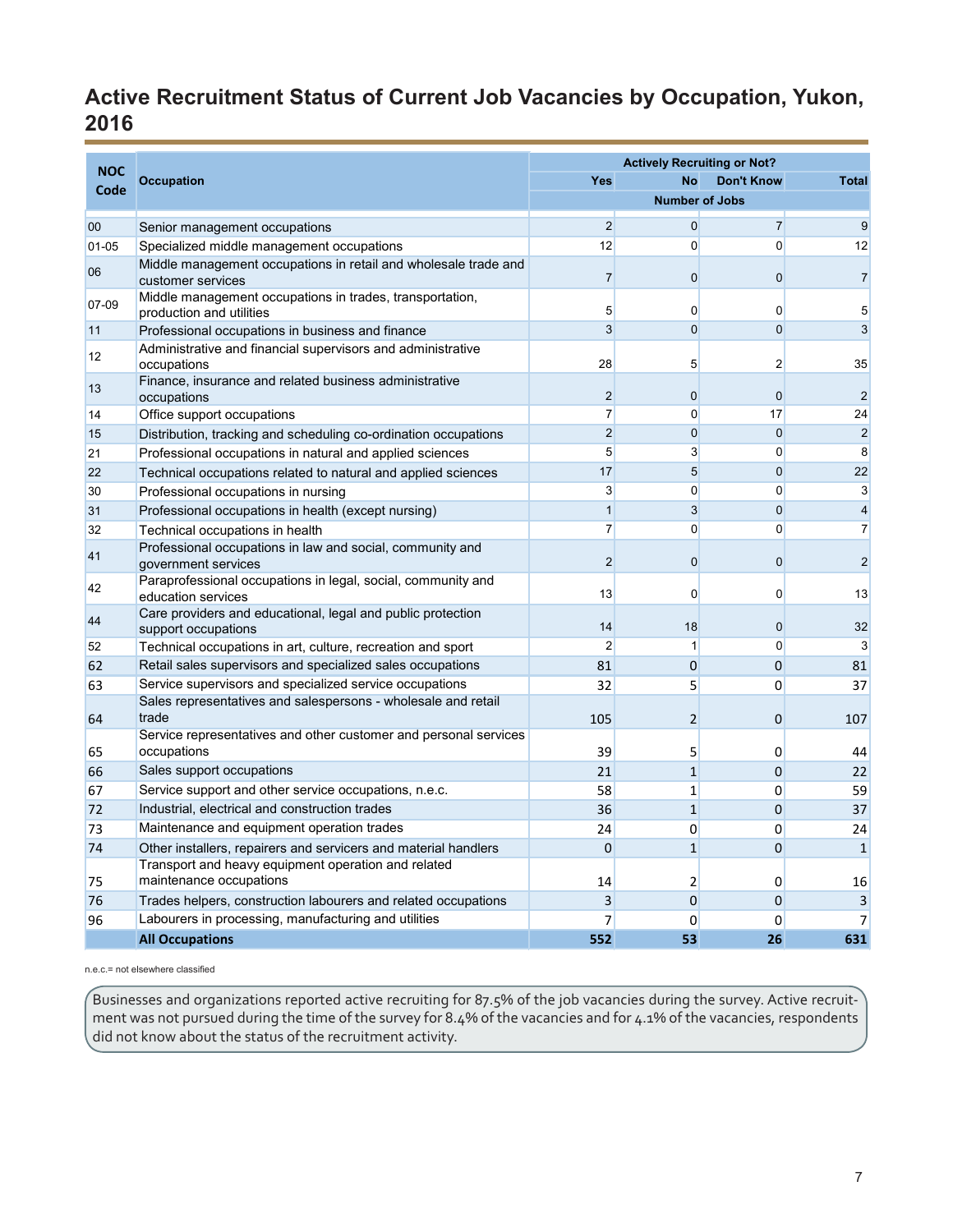## Active Recruitment Status of Current Job Vacancies by Occupation, Yukon, 2016

| NOC Code | Occupation | Actively Recruiting or Not? | | | |
|---|---|---|---|---|---|
| | | Yes | No | Don't Know | Total |
| | | Number of Jobs | | | |
| 00 | Senior management occupations | 2 | 0 | 7 | 9 |
| 01-05 | Specialized middle management occupations | 12 | 0 | 0 | 12 |
| 06 | Middle management occupations in retail and wholesale trade and customer services | 7 | 0 | 0 | 7 |
| 07-09 | Middle management occupations in trades, transportation, production and utilities | 5 | 0 | 0 | 5 |
| 11 | Professional occupations in business and finance | 3 | 0 | 0 | 3 |
| 12 | Administrative and financial supervisors and administrative occupations | 28 | 5 | 2 | 35 |
| 13 | Finance, insurance and related business administrative occupations | 2 | 0 | 0 | 2 |
| 14 | Office support occupations | 7 | 0 | 17 | 24 |
| 15 | Distribution, tracking and scheduling co-ordination occupations | 2 | 0 | 0 | 2 |
| 21 | Professional occupations in natural and applied sciences | 5 | 3 | 0 | 8 |
| 22 | Technical occupations related to natural and applied sciences | 17 | 5 | 0 | 22 |
| 30 | Professional occupations in nursing | 3 | 0 | 0 | 3 |
| 31 | Professional occupations in health (except nursing) | 1 | 3 | 0 | 4 |
| 32 | Technical occupations in health | 7 | 0 | 0 | 7 |
| 41 | Professional occupations in law and social, community and government services | 2 | 0 | 0 | 2 |
| 42 | Paraprofessional occupations in legal, social, community and education services | 13 | 0 | 0 | 13 |
| 44 | Care providers and educational, legal and public protection support occupations | 14 | 18 | 0 | 32 |
| 52 | Technical occupations in art, culture, recreation and sport | 2 | 1 | 0 | 3 |
| 62 | Retail sales supervisors and specialized sales occupations | 81 | 0 | 0 | 81 |
| 63 | Service supervisors and specialized service occupations | 32 | 5 | 0 | 37 |
| 64 | Sales representatives and salespersons - wholesale and retail trade | 105 | 2 | 0 | 107 |
| 65 | Service representatives and other customer and personal services occupations | 39 | 5 | 0 | 44 |
| 66 | Sales support occupations | 21 | 1 | 0 | 22 |
| 67 | Service support and other service occupations, n.e.c. | 58 | 1 | 0 | 59 |
| 72 | Industrial, electrical and construction trades | 36 | 1 | 0 | 37 |
| 73 | Maintenance and equipment operation trades | 24 | 0 | 0 | 24 |
| 74 | Other installers, repairers and servicers and material handlers | 0 | 1 | 0 | 1 |
| 75 | Transport and heavy equipment operation and related maintenance occupations | 14 | 2 | 0 | 16 |
| 76 | Trades helpers, construction labourers and related occupations | 3 | 0 | 0 | 3 |
| 96 | Labourers in processing, manufacturing and utilities | 7 | 0 | 0 | 7 |
| | **All Occupations** | **552** | **53** | **26** | **631** |

n.e.c.= not elsewhere classified

Businesses and organizations reported active recruiting for 87.5% of the job vacancies during the survey. Active recruitment was not pursued during the time of the survey for 8.4% of the vacancies and for 4.1% of the vacancies, respondents did not know about the status of the recruitment activity.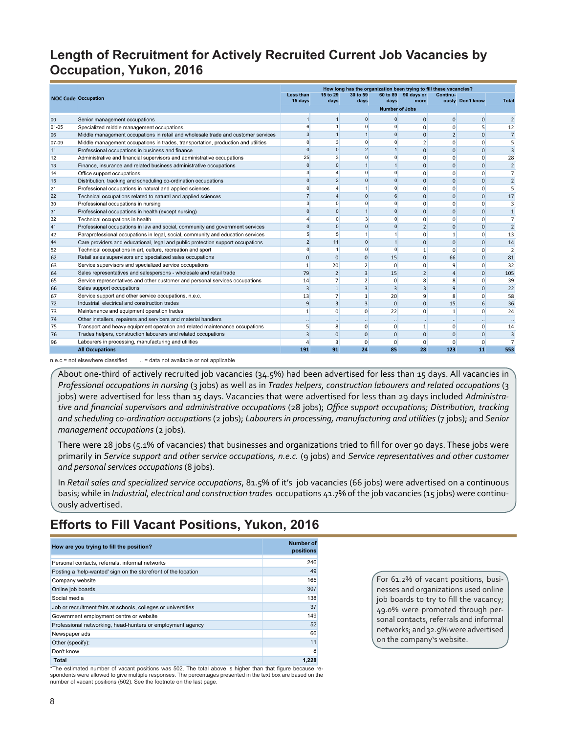## Length of Recruitment for Actively Recruited Current Job Vacancies by Occupation, Yukon, 2016

| NOC Code | Occupation | How long has the organization been trying to fill these vacancies? | | | | | | | |
|---|---|---|---|---|---|---|---|---|---|
| | | Less than 15 days | 15 to 29 days | 30 to 59 days | 60 to 89 days | 90 days or more | Continuously | Don't know | Total |
| | | Number of Jobs | | | | | | | |
| 00 | Senior management occupations | 1 | 1 | 0 | 0 | 0 | 0 | 0 | 2 |
| 01-05 | Specialized middle management occupations | 6 | 1 | 0 | 0 | 0 | 0 | 5 | 12 |
| 06 | Middle management occupations in retail and wholesale trade and customer services | 3 | 1 | 1 | 0 | 0 | 2 | 0 | 7 |
| 07-09 | Middle management occupations in trades, transportation, production and utilities | 0 | 3 | 0 | 0 | 2 | 0 | 0 | 5 |
| 11 | Professional occupations in business and finance | 0 | 0 | 2 | 1 | 0 | 0 | 0 | 3 |
| 12 | Administrative and financial supervisors and administrative occupations | 25 | 3 | 0 | 0 | 0 | 0 | 0 | 28 |
| 13 | Finance, insurance and related business administrative occupations | 0 | 0 | 1 | 1 | 0 | 0 | 0 | 2 |
| 14 | Office support occupations | 3 | 4 | 0 | 0 | 0 | 0 | 0 | 7 |
| 15 | Distribution, tracking and scheduling co-ordination occupations | 0 | 2 | 0 | 0 | 0 | 0 | 0 | 2 |
| 21 | Professional occupations in natural and applied sciences | 0 | 4 | 1 | 0 | 0 | 0 | 0 | 5 |
| 22 | Technical occupations related to natural and applied sciences | 7 | 4 | 0 | 6 | 0 | 0 | 0 | 17 |
| 30 | Professional occupations in nursing | 3 | 0 | 0 | 0 | 0 | 0 | 0 | 3 |
| 31 | Professional occupations in health (except nursing) | 0 | 0 | 1 | 0 | 0 | 0 | 0 | 1 |
| 32 | Technical occupations in health | 4 | 0 | 3 | 0 | 0 | 0 | 0 | 7 |
| 41 | Professional occupations in law and social, community and government services | 0 | 0 | 0 | 0 | 2 | 0 | 0 | 2 |
| 42 | Paraprofessional occupations in legal, social, community and education services | 5 | 5 | 1 | 1 | 0 | 1 | 0 | 13 |
| 44 | Care providers and educational, legal and public protection support occupations | 2 | 11 | 0 | 1 | 0 | 0 | 0 | 14 |
| 52 | Technical occupations in art, culture, recreation and sport | 0 | 1 | 0 | 0 | 1 | 0 | 0 | 2 |
| 62 | Retail sales supervisors and specialized sales occupations | 0 | 0 | 0 | 15 | 0 | 66 | 0 | 81 |
| 63 | Service supervisors and specialized service occupations | 1 | 20 | 2 | 0 | 0 | 9 | 0 | 32 |
| 64 | Sales representatives and salespersons - wholesale and retail trade | 79 | 2 | 3 | 15 | 2 | 4 | 0 | 105 |
| 65 | Service representatives and other customer and personal services occupations | 14 | 7 | 2 | 0 | 8 | 8 | 0 | 39 |
| 66 | Sales support occupations | 3 | 1 | 3 | 3 | 3 | 9 | 0 | 22 |
| 67 | Service support and other service occupations, n.e.c. | 13 | 7 | 1 | 20 | 9 | 8 | 0 | 58 |
| 72 | Industrial, electrical and construction trades | 9 | 3 | 3 | 0 | 0 | 15 | 6 | 36 |
| 73 | Maintenance and equipment operation trades | 1 | 0 | 0 | 22 | 0 | 1 | 0 | 24 |
| 74 | Other installers, repairers and servicers and material handlers | .. | .. | .. | .. | .. | .. | .. | .. |
| 75 | Transport and heavy equipment operation and related maintenance occupations | 5 | 8 | 0 | 0 | 1 | 0 | 0 | 14 |
| 76 | Trades helpers, construction labourers and related occupations | 3 | 0 | 0 | 0 | 0 | 0 | 0 | 3 |
| 96 | Labourers in processing, manufacturing and utilities | 4 | 3 | 0 | 0 | 0 | 0 | 0 | 7 |
| | **All Occupations** | **191** | **91** | **24** | **85** | **28** | **123** | **11** | **553** |

n.e.c.= not elsewhere classified .. = data not available or not applicable

About one-third of actively recruited job vacancies (34.5%) had been advertised for less than 15 days. All vacancies in *Professional occupations in nursing* (3 jobs) as well as in *Trades helpers, construction labourers and related occupations* (3 jobs) were advertised for less than 15 days. Vacancies that were advertised for less than 29 days included *Administrative and financial supervisors and administrative occupations* (28 jobs); *Office support occupations; Distribution, tracking and scheduling co-ordination occupations* (2 jobs); *Labourers in processing, manufacturing and utilities* (7 jobs); and *Senior management occupations* (2 jobs).

There were 28 jobs (5.1% of vacancies) that businesses and organizations tried to fill for over 90 days. These jobs were primarily in *Service support and other service occupations, n.e.c.* (9 jobs) and *Service representatives and other customer and personal services occupations* (8 jobs).

In *Retail sales and specialized service occupations*, 81.5% of it's job vacancies (66 jobs) were advertised on a continuous basis; while in *Industrial, electrical and construction trades* occupations 41.7% of the job vacancies (15 jobs) were continuously advertised.

## Efforts to Fill Vacant Positions, Yukon, 2016

| How are you trying to fill the position? | Number of positions |
|---|---|
| Personal contacts, referrals, informal networks | 246 |
| Posting a 'help-wanted' sign on the storefront of the location | 49 |
| Company website | 165 |
| Online job boards | 307 |
| Social media | 138 |
| Job or recruitment fairs at schools, colleges or universities | 37 |
| Government employment centre or website | 149 |
| Professional networking, head-hunters or employment agency | 52 |
| Newspaper ads | 66 |
| Other (specify): | 11 |
| Don't know | 8 |
| **Total** | **1,228** |

*The estimated number of vacant positions was 502. The total above is higher than that figure because respondents were allowed to give multiple responses. The percentages presented in the text box are based on the number of vacant positions (502). See the footnote on the last page.

For 61.2% of vacant positions, businesses and organizations used online job boards to try to fill the vacancy; 49.0% were promoted through personal contacts, referrals and informal networks; and 32.9% were advertised on the company's website.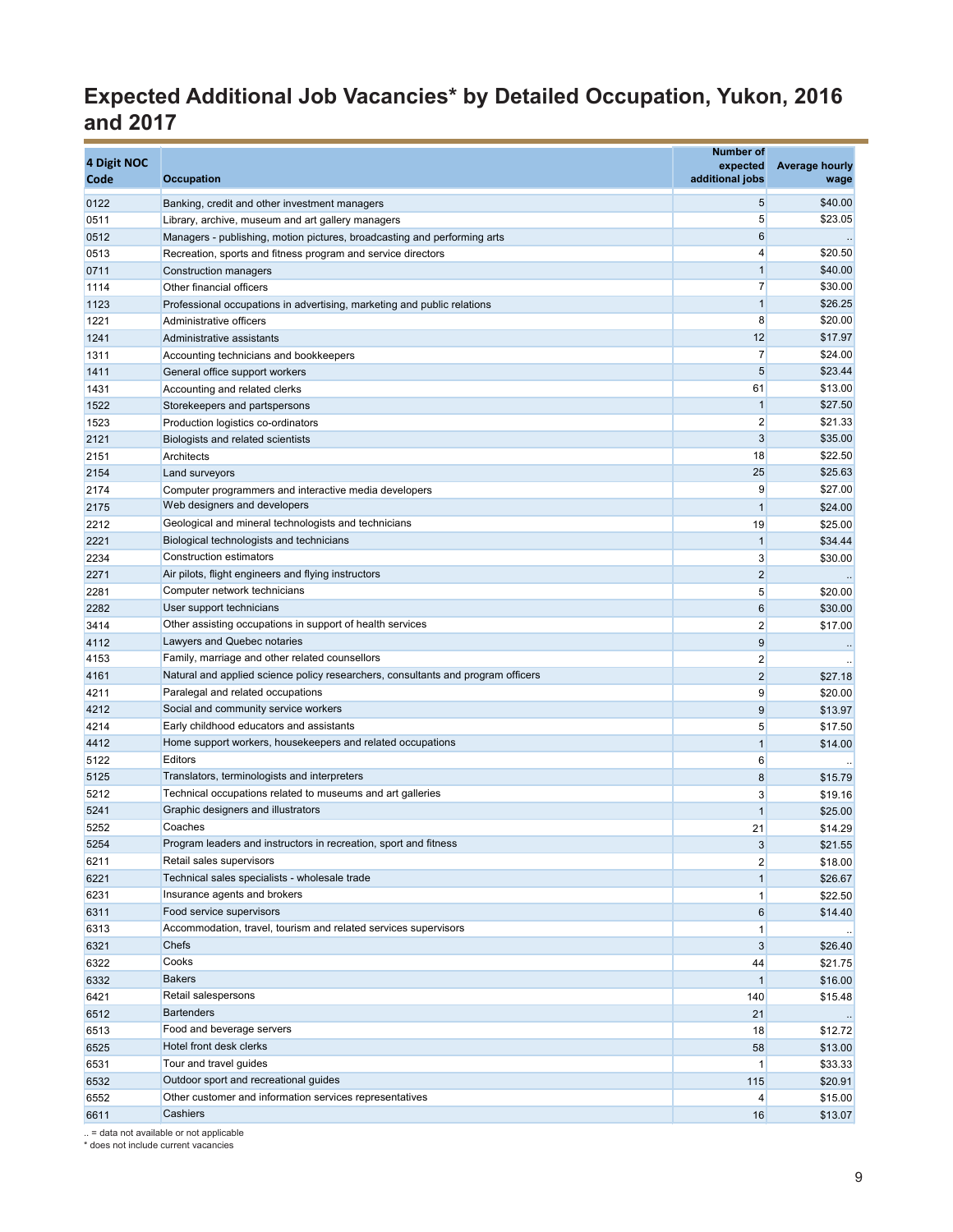# Expected Additional Job Vacancies* by Detailed Occupation, Yukon, 2016 and 2017

| 4 Digit NOC Code | Occupation | Number of expected additional jobs | Average hourly wage |
|---|---|---|---|
| 0122 | Banking, credit and other investment managers | 5 | $40.00 |
| 0511 | Library, archive, museum and art gallery managers | 5 | $23.05 |
| 0512 | Managers - publishing, motion pictures, broadcasting and performing arts | 6 | .. |
| 0513 | Recreation, sports and fitness program and service directors | 4 | $20.50 |
| 0711 | Construction managers | 1 | $40.00 |
| 1114 | Other financial officers | 7 | $30.00 |
| 1123 | Professional occupations in advertising, marketing and public relations | 1 | $26.25 |
| 1221 | Administrative officers | 8 | $20.00 |
| 1241 | Administrative assistants | 12 | $17.97 |
| 1311 | Accounting technicians and bookkeepers | 7 | $24.00 |
| 1411 | General office support workers | 5 | $23.44 |
| 1431 | Accounting and related clerks | 61 | $13.00 |
| 1522 | Storekeepers and partspersons | 1 | $27.50 |
| 1523 | Production logistics co-ordinators | 2 | $21.33 |
| 2121 | Biologists and related scientists | 3 | $35.00 |
| 2151 | Architects | 18 | $22.50 |
| 2154 | Land surveyors | 25 | $25.63 |
| 2174 | Computer programmers and interactive media developers | 9 | $27.00 |
| 2175 | Web designers and developers | 1 | $24.00 |
| 2212 | Geological and mineral technologists and technicians | 19 | $25.00 |
| 2221 | Biological technologists and technicians | 1 | $34.44 |
| 2234 | Construction estimators | 3 | $30.00 |
| 2271 | Air pilots, flight engineers and flying instructors | 2 | .. |
| 2281 | Computer network technicians | 5 | $20.00 |
| 2282 | User support technicians | 6 | $30.00 |
| 3414 | Other assisting occupations in support of health services | 2 | $17.00 |
| 4112 | Lawyers and Quebec notaries | 9 | .. |
| 4153 | Family, marriage and other related counsellors | 2 | .. |
| 4161 | Natural and applied science policy researchers, consultants and program officers | 2 | $27.18 |
| 4211 | Paralegal and related occupations | 9 | $20.00 |
| 4212 | Social and community service workers | 9 | $13.97 |
| 4214 | Early childhood educators and assistants | 5 | $17.50 |
| 4412 | Home support workers, housekeepers and related occupations | 1 | $14.00 |
| 5122 | Editors | 6 | .. |
| 5125 | Translators, terminologists and interpreters | 8 | $15.79 |
| 5212 | Technical occupations related to museums and art galleries | 3 | $19.16 |
| 5241 | Graphic designers and illustrators | 1 | $25.00 |
| 5252 | Coaches | 21 | $14.29 |
| 5254 | Program leaders and instructors in recreation, sport and fitness | 3 | $21.55 |
| 6211 | Retail sales supervisors | 2 | $18.00 |
| 6221 | Technical sales specialists - wholesale trade | 1 | $26.67 |
| 6231 | Insurance agents and brokers | 1 | $22.50 |
| 6311 | Food service supervisors | 6 | $14.40 |
| 6313 | Accommodation, travel, tourism and related services supervisors | 1 | .. |
| 6321 | Chefs | 3 | $26.40 |
| 6322 | Cooks | 44 | $21.75 |
| 6332 | Bakers | 1 | $16.00 |
| 6421 | Retail salespersons | 140 | $15.48 |
| 6512 | Bartenders | 21 | .. |
| 6513 | Food and beverage servers | 18 | $12.72 |
| 6525 | Hotel front desk clerks | 58 | $13.00 |
| 6531 | Tour and travel guides | 1 | $33.33 |
| 6532 | Outdoor sport and recreational guides | 115 | $20.91 |
| 6552 | Other customer and information services representatives | 4 | $15.00 |
| 6611 | Cashiers | 16 | $13.07 |

.. = data not available or not applicable

* does not include current vacancies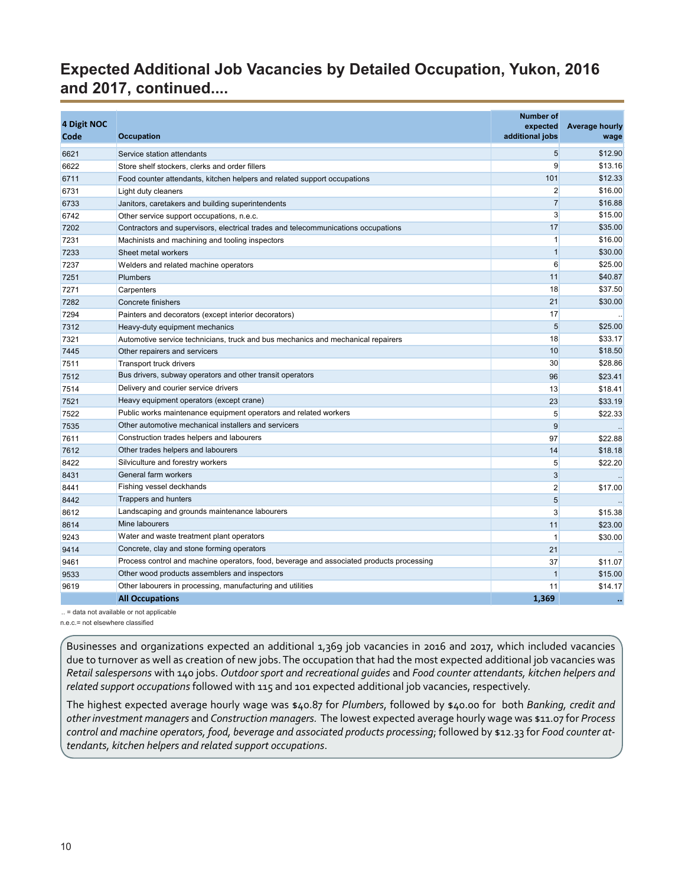## Expected Additional Job Vacancies by Detailed Occupation, Yukon, 2016 and 2017, continued....

| 4 Digit NOC Code | Occupation | Number of expected additional jobs | Average hourly wage |
|---|---|---|---|
| 6621 | Service station attendants | 5 | $12.90 |
| 6622 | Store shelf stockers, clerks and order fillers | 9 | $13.16 |
| 6711 | Food counter attendants, kitchen helpers and related support occupations | 101 | $12.33 |
| 6731 | Light duty cleaners | 2 | $16.00 |
| 6733 | Janitors, caretakers and building superintendents | 7 | $16.88 |
| 6742 | Other service support occupations, n.e.c. | 3 | $15.00 |
| 7202 | Contractors and supervisors, electrical trades and telecommunications occupations | 17 | $35.00 |
| 7231 | Machinists and machining and tooling inspectors | 1 | $16.00 |
| 7233 | Sheet metal workers | 1 | $30.00 |
| 7237 | Welders and related machine operators | 6 | $25.00 |
| 7251 | Plumbers | 11 | $40.87 |
| 7271 | Carpenters | 18 | $37.50 |
| 7282 | Concrete finishers | 21 | $30.00 |
| 7294 | Painters and decorators (except interior decorators) | 17 | .. |
| 7312 | Heavy-duty equipment mechanics | 5 | $25.00 |
| 7321 | Automotive service technicians, truck and bus mechanics and mechanical repairers | 18 | $33.17 |
| 7445 | Other repairers and servicers | 10 | $18.50 |
| 7511 | Transport truck drivers | 30 | $28.86 |
| 7512 | Bus drivers, subway operators and other transit operators | 96 | $23.41 |
| 7514 | Delivery and courier service drivers | 13 | $18.41 |
| 7521 | Heavy equipment operators (except crane) | 23 | $33.19 |
| 7522 | Public works maintenance equipment operators and related workers | 5 | $22.33 |
| 7535 | Other automotive mechanical installers and servicers | 9 | .. |
| 7611 | Construction trades helpers and labourers | 97 | $22.88 |
| 7612 | Other trades helpers and labourers | 14 | $18.18 |
| 8422 | Silviculture and forestry workers | 5 | $22.20 |
| 8431 | General farm workers | 3 | .. |
| 8441 | Fishing vessel deckhands | 2 | $17.00 |
| 8442 | Trappers and hunters | 5 | .. |
| 8612 | Landscaping and grounds maintenance labourers | 3 | $15.38 |
| 8614 | Mine labourers | 11 | $23.00 |
| 9243 | Water and waste treatment plant operators | 1 | $30.00 |
| 9414 | Concrete, clay and stone forming operators | 21 | .. |
| 9461 | Process control and machine operators, food, beverage and associated products processing | 37 | $11.07 |
| 9533 | Other wood products assemblers and inspectors | 1 | $15.00 |
| 9619 | Other labourers in processing, manufacturing and utilities | 11 | $14.17 |
| | **All Occupations** | **1,369** | **..** |

.. = data not available or not applicable

n.e.c.= not elsewhere classified

Businesses and organizations expected an additional 1,369 job vacancies in 2016 and 2017, which included vacancies due to turnover as well as creation of new jobs. The occupation that had the most expected additional job vacancies was *Retail salespersons* with 140 jobs. *Outdoor sport and recreational guides* and *Food counter attendants, kitchen helpers and related support occupations* followed with 115 and 101 expected additional job vacancies, respectively.

The highest expected average hourly wage was $40.87 for *Plumbers*, followed by $40.00 for both *Banking, credit and other investment managers* and *Construction managers.* The lowest expected average hourly wage was $11.07 for *Process control and machine operators, food, beverage and associated products processing*; followed by $12.33 for *Food counter attendants, kitchen helpers and related support occupations*.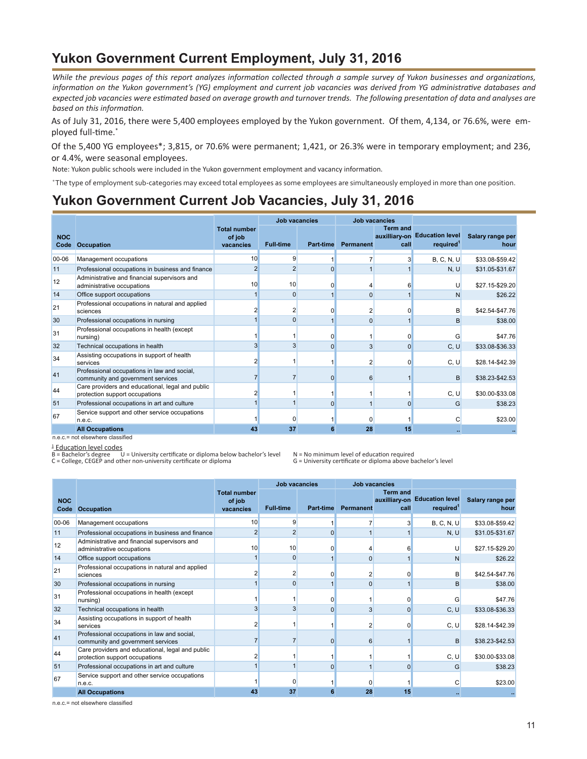# Yukon Government Current Employment, July 31, 2016

*While the previous pages of this report analyzes information collected through a sample survey of Yukon businesses and organizations, information on the Yukon government's (YG) employment and current job vacancies was derived from YG administrative databases and expected job vacancies were estimated based on average growth and turnover trends. The following presentation of data and analyses are based on this information.*

As of July 31, 2016, there were 5,400 employees employed by the Yukon government. Of them, 4,134, or 76.6%, were employed full-time.*

Of the 5,400 YG employees*; 3,815, or 70.6% were permanent; 1,421, or 26.3% were in temporary employment; and 236, or 4.4%, were seasonal employees.

Note: Yukon public schools were included in the Yukon government employment and vacancy information.

*The type of employment sub-categories may exceed total employees as some employees are simultaneously employed in more than one position.

# Yukon Government Current Job Vacancies, July 31, 2016

| NOC Code | Occupation | Total number of job vacancies | Job vacancies | | Job vacancies | | Education level required[1] | Salary range per hour |
|---|---|---|---|---|---|---|---|---|
| | | | Full-time | Part-time | Permanent | Term and auxilliary-on call | | |
| 00-06 | Management occupations | 10 | 9 | 1 | 7 | 3 | B, C, N, U | $33.08-$59.42 |
| 11 | Professional occupations in business and finance | 2 | 2 | 0 | 1 | 1 | N, U | $31.05-$31.67 |
| 12 | Administrative and financial supervisors and administrative occupations | 10 | 10 | 0 | 4 | 6 | U | $27.15-$29.20 |
| 14 | Office support occupations | 1 | 0 | 1 | 0 | 1 | N | $26.22 |
| 21 | Professional occupations in natural and applied sciences | 2 | 2 | 0 | 2 | 0 | B | $42.54-$47.76 |
| 30 | Professional occupations in nursing | 1 | 0 | 1 | 0 | 1 | B | $38.00 |
| 31 | Professional occupations in health (except nursing) | 1 | 1 | 0 | 1 | 0 | G | $47.76 |
| 32 | Technical occupations in health | 3 | 3 | 0 | 3 | 0 | C, U | $33.08-$36.33 |
| 34 | Assisting occupations in support of health services | 2 | 1 | 1 | 2 | 0 | C, U | $28.14-$42.39 |
| 41 | Professional occupations in law and social, community and government services | 7 | 7 | 0 | 6 | 1 | B | $38.23-$42.53 |
| 44 | Care providers and educational, legal and public protection support occupations | 2 | 1 | 1 | 1 | 1 | C, U | $30.00-$33.08 |
| 51 | Professional occupations in art and culture | 1 | 1 | 0 | 1 | 0 | G | $38.23 |
| 67 | Service support and other service occupations n.e.c. | 1 | 0 | 1 | 0 | 1 | C | $23.00 |
| | **All Occupations** | **43** | **37** | **6** | **28** | **15** | .. | .. |

n.e.c.= not elsewhere classified

[1] Education level codes
B = Bachelor's degree
U = University certificate or diploma below bachelor's level
C = College, CEGEP and other non-university certificate or diploma
N = No minimum level of education required
G = University certificate or diploma above bachelor's level

| NOC Code | Occupation | Total number of job vacancies | Job vacancies | | Job vacancies | | Education level required[1] | Salary range per hour |
|---|---|---|---|---|---|---|---|---|
| | | | Full-time | Part-time | Permanent | Term and auxilliary-on call | | |
| 00-06 | Management occupations | 10 | 9 | 1 | 7 | 3 | B, C, N, U | $33.08-$59.42 |
| 11 | Professional occupations in business and finance | 2 | 2 | 0 | 1 | 1 | N, U | $31.05-$31.67 |
| 12 | Administrative and financial supervisors and administrative occupations | 10 | 10 | 0 | 4 | 6 | U | $27.15-$29.20 |
| 14 | Office support occupations | 1 | 0 | 1 | 0 | 1 | N | $26.22 |
| 21 | Professional occupations in natural and applied sciences | 2 | 2 | 0 | 2 | 0 | B | $42.54-$47.76 |
| 30 | Professional occupations in nursing | 1 | 0 | 1 | 0 | 1 | B | $38.00 |
| 31 | Professional occupations in health (except nursing) | 1 | 1 | 0 | 1 | 0 | G | $47.76 |
| 32 | Technical occupations in health | 3 | 3 | 0 | 3 | 0 | C, U | $33.08-$36.33 |
| 34 | Assisting occupations in support of health services | 2 | 1 | 1 | 2 | 0 | C, U | $28.14-$42.39 |
| 41 | Professional occupations in law and social, community and government services | 7 | 7 | 0 | 6 | 1 | B | $38.23-$42.53 |
| 44 | Care providers and educational, legal and public protection support occupations | 2 | 1 | 1 | 1 | 1 | C, U | $30.00-$33.08 |
| 51 | Professional occupations in art and culture | 1 | 1 | 0 | 1 | 0 | G | $38.23 |
| 67 | Service support and other service occupations n.e.c. | 1 | 0 | 1 | 0 | 1 | C | $23.00 |
| | **All Occupations** | **43** | **37** | **6** | **28** | **15** | .. | .. |

n.e.c.= not elsewhere classified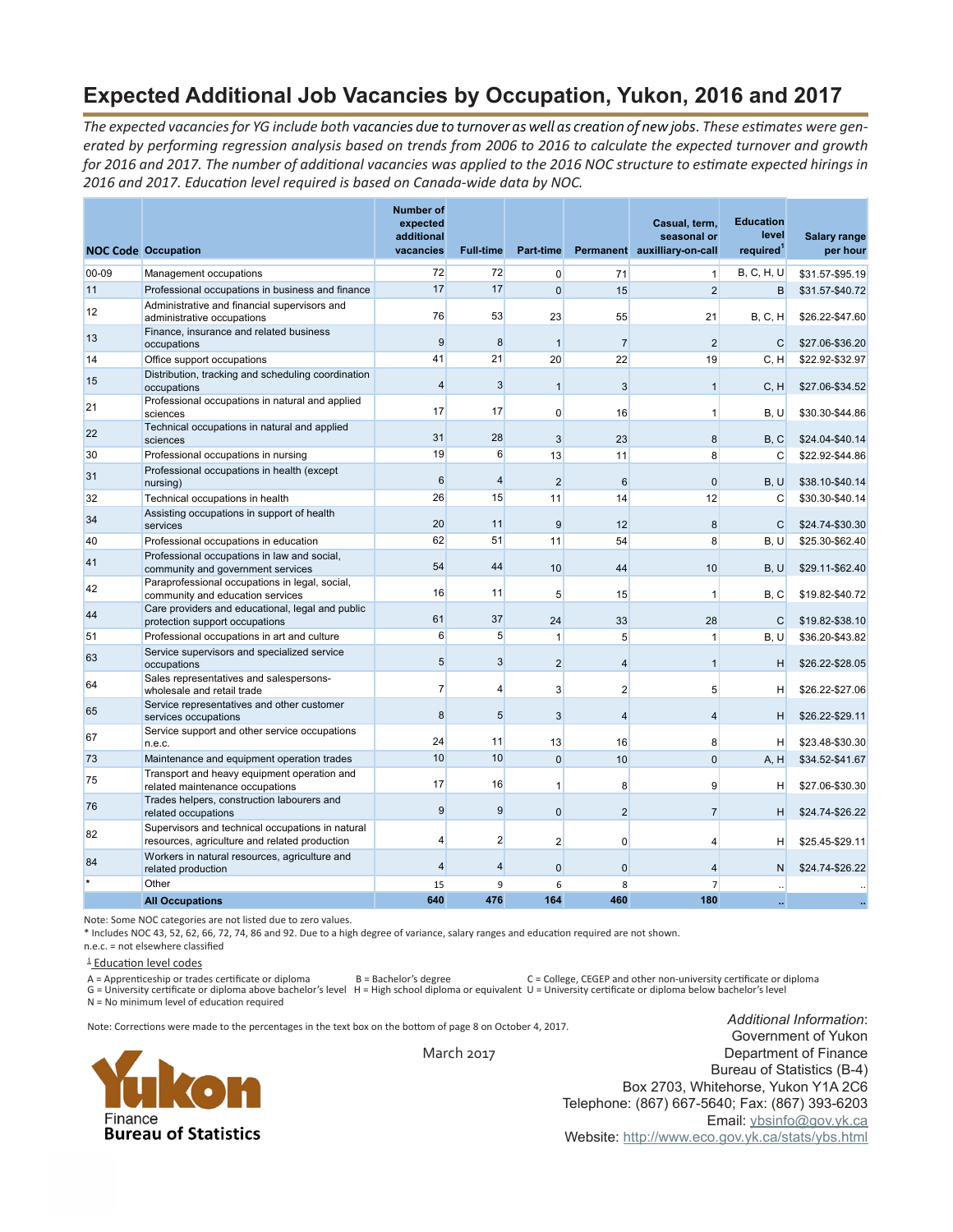## Expected Additional Job Vacancies by Occupation, Yukon, 2016 and 2017

*The expected vacancies for YG include both vacancies due to turnover as well as creation of new jobs. These estimates were generated by performing regression analysis based on trends from 2006 to 2016 to calculate the expected turnover and growth for 2016 and 2017. The number of additional vacancies was applied to the 2016 NOC structure to estimate expected hirings in 2016 and 2017. Education level required is based on Canada-wide data by NOC.*

| NOC Code | Occupation | Number of expected additional vacancies | Full-time | Part-time | Permanent | Casual, term, seasonal or auxilliary-on-call | Education level required[1] | Salary range per hour |
|---|---|---|---|---|---|---|---|---|
| 00-09 | Management occupations | 72 | 72 | 0 | 71 | 1 | B, C, H, U | $31.57-$95.19 |
| 11 | Professional occupations in business and finance | 17 | 17 | 0 | 15 | 2 | B | $31.57-$40.72 |
| 12 | Administrative and financial supervisors and administrative occupations | 76 | 53 | 23 | 55 | 21 | B, C, H | $26.22-$47.60 |
| 13 | Finance, insurance and related business occupations | 9 | 8 | 1 | 7 | 2 | C | $27.06-$36.20 |
| 14 | Office support occupations | 41 | 21 | 20 | 22 | 19 | C, H | $22.92-$32.97 |
| 15 | Distribution, tracking and scheduling coordination occupations | 4 | 3 | 1 | 3 | 1 | C, H | $27.06-$34.52 |
| 21 | Professional occupations in natural and applied sciences | 17 | 17 | 0 | 16 | 1 | B, U | $30.30-$44.86 |
| 22 | Technical occupations in natural and applied sciences | 31 | 28 | 3 | 23 | 8 | B, C | $24.04-$40.14 |
| 30 | Professional occupations in nursing | 19 | 6 | 13 | 11 | 8 | C | $22.92-$44.86 |
| 31 | Professional occupations in health (except nursing) | 6 | 4 | 2 | 6 | 0 | B, U | $38.10-$40.14 |
| 32 | Technical occupations in health | 26 | 15 | 11 | 14 | 12 | C | $30.30-$40.14 |
| 34 | Assisting occupations in support of health services | 20 | 11 | 9 | 12 | 8 | C | $24.74-$30.30 |
| 40 | Professional occupations in education | 62 | 51 | 11 | 54 | 8 | B, U | $25.30-$62.40 |
| 41 | Professional occupations in law and social, community and government services | 54 | 44 | 10 | 44 | 10 | B, U | $29.11-$62.40 |
| 42 | Paraprofessional occupations in legal, social, community and education services | 16 | 11 | 5 | 15 | 1 | B, C | $19.82-$40.72 |
| 44 | Care providers and educational, legal and public protection support occupations | 61 | 37 | 24 | 33 | 28 | C | $19.82-$38.10 |
| 51 | Professional occupations in art and culture | 6 | 5 | 1 | 5 | 1 | B, U | $36.20-$43.82 |
| 63 | Service supervisors and specialized service occupations | 5 | 3 | 2 | 4 | 1 | H | $26.22-$28.05 |
| 64 | Sales representatives and salespersons-wholesale and retail trade | 7 | 4 | 3 | 2 | 5 | H | $26.22-$27.06 |
| 65 | Service representatives and other customer services occupations | 8 | 5 | 3 | 4 | 4 | H | $26.22-$29.11 |
| 67 | Service support and other service occupations n.e.c. | 24 | 11 | 13 | 16 | 8 | H | $23.48-$30.30 |
| 73 | Maintenance and equipment operation trades | 10 | 10 | 0 | 10 | 0 | A, H | $34.52-$41.67 |
| 75 | Transport and heavy equipment operation and related maintenance occupations | 17 | 16 | 1 | 8 | 9 | H | $27.06-$30.30 |
| 76 | Trades helpers, construction labourers and related occupations | 9 | 9 | 0 | 2 | 7 | H | $24.74-$26.22 |
| 82 | Supervisors and technical occupations in natural resources, agriculture and related production | 4 | 2 | 2 | 0 | 4 | H | $25.45-$29.11 |
| 84 | Workers in natural resources, agriculture and related production | 4 | 4 | 0 | 0 | 4 | N | $24.74-$26.22 |
| * | Other | 15 | 9 | 6 | 8 | 7 | .. | .. |
| | **All Occupations** | **640** | **476** | **164** | **460** | **180** | **..** | **..** |

Note: Some NOC categories are not listed due to zero values.
* Includes NOC 43, 52, 62, 66, 72, 74, 86 and 92. Due to a high degree of variance, salary ranges and education required are not shown.
n.e.c. = not elsewhere classified

[1] Education level codes

A = Apprenticeship or trades certificate or diploma
B = Bachelor's degree
C = College, CEGEP and other non-university certificate or diploma
G = University certificate or diploma above bachelor's level
H = High school diploma or equivalent
U = University certificate or diploma below bachelor's level
N = No minimum level of education required

Note: Corrections were made to the percentages in the text box on the bottom of page 8 on October 4, 2017.

March 2017

Yukon
Finance
**Bureau of Statistics**

*Additional Information*:
Government of Yukon
Department of Finance
Bureau of Statistics (B-4)
Box 2703, Whitehorse, Yukon Y1A 2C6
Telephone: (867) 667-5640; Fax: (867) 393-6203
Email: ybsinfo@gov.yk.ca
Website: http://www.eco.gov.yk.ca/stats/ybs.html